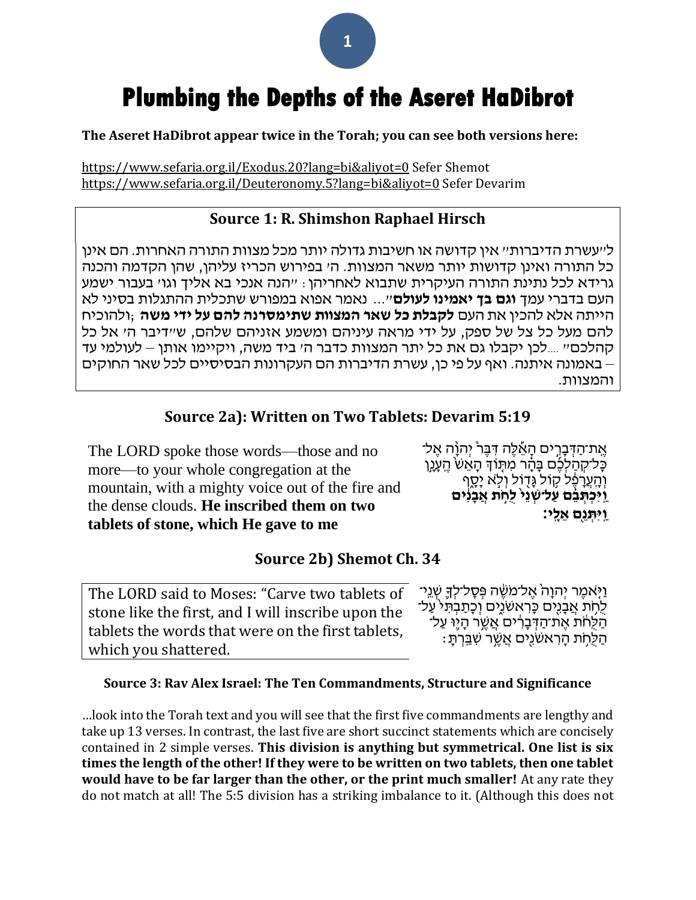# Plumbing the Depths of the Aseret HaDibrot

**The Aseret HaDibrot appear twice in the Torah; you can see both versions here:**

https://www.sefaria.org.il/Exodus.20?lang=bi&aliyot=0 Sefer Shemot
https://www.sefaria.org.il/Deuteronomy.5?lang=bi&aliyot=0 Sefer Devarim

## Source 1: R. Shimshon Raphael Hirsch

ל"עשרת הדיברות" אין קדושה או חשיבות גדולה יותר מכל מצוות התורה האחרות. הם אינן כל התורה ואינן קדושות יותר משאר המצוות. ה' בפירוש הכריז עליהן, שהן הקדמה והכנה גרידא לכל נתינת התורה העיקרית שתבוא לאחריהן: "הנה אנכי בא אליך וגו' בעבור ישמע העם בדברי עמך **וגם בך יאמינו לעולם**"... נאמר אפוא במפורש שתכלית ההתגלות בסיני לא הייתה אלא להכין את העם **לקבלת כל שאר המצוות שתימסרנה להם על ידי משה**; ולהוכיח להם מעל כל צל של ספק, על ידי מראה עיניהם ומשמע אזניהם שלהם, ש"דיבר ה' אל כל קהלכם" ....לכן יקבלו גם את כל יתר המצוות כדבר ה' ביד משה, ויקיימו אותן – לעולמי עד – באמונה איתנה. ואף על פי כן, עשרת הדיברות הם העקרונות הבסיסיים לכל שאר החוקים והמצוות.

## Source 2a): Written on Two Tablets: Devarim 5:19

| | |
|---|---|
| The LORD spoke those words—those and no more—to your whole congregation at the mountain, with a mighty voice out of the fire and the dense clouds. **He inscribed them on two tablets of stone, which He gave to me** | אֶת־הַדְּבָרִ֨ים הָאֵ֜לֶּה דִּבֶּ֨ר יְהֹוָ֜ה אֶל־כׇּל־קְהַלְכֶ֗ם בָּהָ֗ר מִתּ֤וֹךְ הָאֵשׁ֙ הֶֽעָנָ֣ן וְהָעֲרָפֶ֔ל ק֥וֹל גָּד֖וֹל וְלֹ֣א יָסָ֑ף **וַֽיִּכְתְּבֵ֗ם עַל־שְׁנֵי֙ לֻחֹ֣ת אֲבָנִ֔ים וַֽיִּתְּנֵ֖ם אֵלָֽי׃** |

## Source 2b) Shemot Ch. 34

| | |
|---|---|
| The LORD said to Moses: "Carve two tablets of stone like the first, and I will inscribe upon the tablets the words that were on the first tablets, which you shattered. | וַיֹּ֤אמֶר יְהֹוָה֙ אֶל־מֹשֶׁ֔ה פְּסׇל־לְךָ֛ שְׁנֵֽי־לֻחֹ֥ת אֲבָנִ֖ים כָּרִאשֹׁנִ֑ים וְכָתַבְתִּי֙ עַל־הַלֻּחֹ֔ת אֶת־הַדְּבָרִ֔ים אֲשֶׁ֥ר הָי֛וּ עַל־הַלֻּחֹ֥ת הָרִאשֹׁנִ֖ים אֲשֶׁ֥ר שִׁבַּֽרְתָּ׃ |

### Source 3: Rav Alex Israel: The Ten Commandments, Structure and Significance

...look into the Torah text and you will see that the first five commandments are lengthy and take up 13 verses. In contrast, the last five are short succinct statements which are concisely contained in 2 simple verses. **This division is anything but symmetrical. One list is six times the length of the other! If they were to be written on two tablets, then one tablet would have to be far larger than the other, or the print much smaller!** At any rate they do not match at all! The 5:5 division has a striking imbalance to it. (Although this does not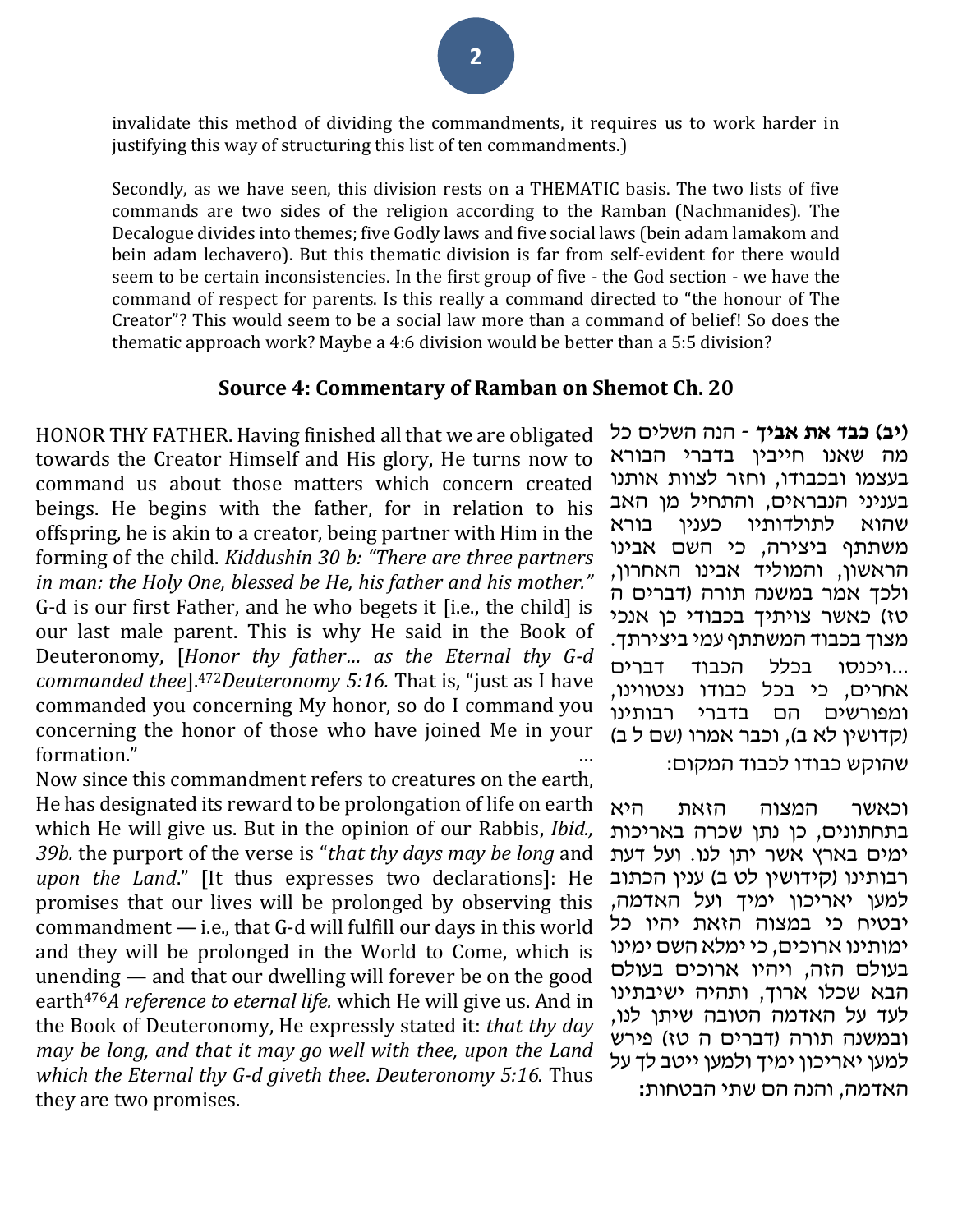invalidate this method of dividing the commandments, it requires us to work harder in justifying this way of structuring this list of ten commandments.)

Secondly, as we have seen, this division rests on a THEMATIC basis. The two lists of five commands are two sides of the religion according to the Ramban (Nachmanides). The Decalogue divides into themes; five Godly laws and five social laws (bein adam lamakom and bein adam lechavero). But this thematic division is far from self-evident for there would seem to be certain inconsistencies. In the first group of five - the God section - we have the command of respect for parents. Is this really a command directed to "the honour of The Creator"? This would seem to be a social law more than a command of belief! So does the thematic approach work? Maybe a 4:6 division would be better than a 5:5 division?

## Source 4: Commentary of Ramban on Shemot Ch. 20

HONOR THY FATHER. Having finished all that we are obligated towards the Creator Himself and His glory, He turns now to command us about those matters which concern created beings. He begins with the father, for in relation to his offspring, he is akin to a creator, being partner with Him in the forming of the child. *Kiddushin 30 b: "There are three partners in man: the Holy One, blessed be He, his father and his mother."* G-d is our first Father, and he who begets it [i.e., the child] is our last male parent. This is why He said in the Book of Deuteronomy, [*Honor thy father… as the Eternal thy G-d commanded thee*].[472]*Deuteronomy 5:16.* That is, "just as I have commanded you concerning My honor, so do I command you concerning the honor of those who have joined Me in your formation." …

Now since this commandment refers to creatures on the earth, He has designated its reward to be prolongation of life on earth which He will give us. But in the opinion of our Rabbis, *Ibid., 39b.* the purport of the verse is "*that thy days may be long* and *upon the Land*." [It thus expresses two declarations]: He promises that our lives will be prolonged by observing this commandment — i.e., that G-d will fulfill our days in this world and they will be prolonged in the World to Come, which is unending — and that our dwelling will forever be on the good earth[476]*A reference to eternal life.* which He will give us. And in the Book of Deuteronomy, He expressly stated it: *that thy day may be long, and that it may go well with thee, upon the Land which the Eternal thy G-d giveth thee. Deuteronomy 5:16.* Thus they are two promises.

**(יב) כבד את אביך** - הנה השלים כל מה שאנו חייבין בדברי הבורא בעצמו ובכבודו, וחזר לצוות אותנו בעניני הנבראים, והתחיל מן האב שהוא לתולדותיו כענין בורא משתתף ביצירה, כי השם אבינו הראשון, והמוליד אבינו האחרון, ולכך אמר במשנה תורה (דברים ה טז) כאשר צויתיך בכבודי כן אנכי מצוך בכבוד המשתתף עמי ביצירתך. ...ויכנסו בכלל הכבוד דברים אחרים, כי בכל כבודו נצטווינו, ומפורשים הם בדברי רבותינו (קדושין לא ב), וכבר אמרו (שם ל ב) שהוקש כבודו לכבוד המקום:

וכאשר המצוה הזאת היא בתחתונים, כן נתן שכרה באריכות ימים בארץ אשר יתן לנו. ועל דעת רבותינו (קידושין לט ב) ענין הכתוב למען יאריכון ימיך ועל האדמה, יבטיח כי במצוה הזאת יהיו כל ימותינו ארוכים, כי ימלא השם ימינו בעולם הזה, ויהיו ארוכים בעולם הבא שכלו ארוך, ותהיה ישיבתינו לעד על האדמה הטובה שיתן לנו, ובמשנה תורה (דברים ה טז) פירש למען יאריכון ימיך ולמען ייטב לך על האדמה, והנה הם שתי הבטחות: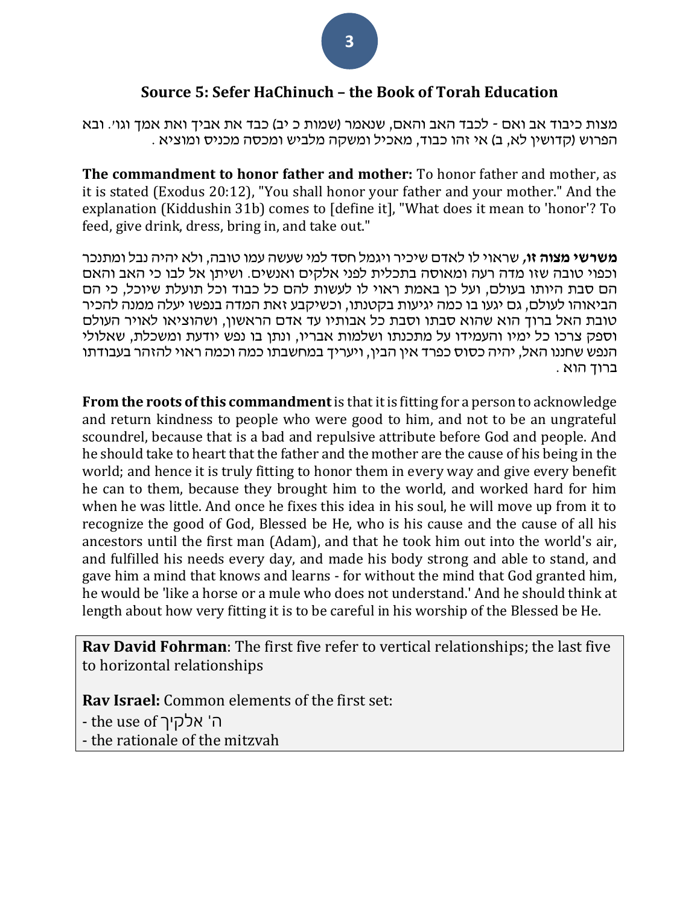## Source 5: Sefer HaChinuch – the Book of Torah Education

מצות כיבוד אב ואם - לכבד האב והאם, שנאמר (שמות כ יב) כבד את אביך ואת אמך וגו׳. ובא הפרוש (קדושין לא, ב) אי זהו כבוד, מאכיל ומשקה מלביש ומכסה מכניס ומוציא .

**The commandment to honor father and mother:** To honor father and mother, as it is stated (Exodus 20:12), "You shall honor your father and your mother." And the explanation (Kiddushin 31b) comes to [define it], "What does it mean to 'honor'? To feed, give drink, dress, bring in, and take out."

***משרשי מצוה זו,*** שראוי לו לאדם שיכיר ויגמל חסד למי שעשה עמו טובה, ולא יהיה נבל ומתנכר וכפוי טובה שזו מדה רעה ומאוסה בתכלית לפני אלקים ואנשים. ושיתן אל לבו כי האב והאם הם סבת היותו בעולם, ועל כן באמת ראוי לו לעשות להם כל כבוד וכל תועלת שיוכל, כי הם הביאוהו לעולם, גם יגעו בו כמה יגיעות בקטנותו, וכשיקבע זאת המדה בנפשו יעלה ממנה להכיר טובת האל ברוך הוא שהוא סבתו וסבת כל אבותיו עד אדם הראשון, ושהוציאו לאויר העולם וספק צרכו כל ימיו והעמידו על מתכנתו ושלמות אבריו, ונתן בו נפש יודעת ומשכלת, שאלולי הנפש שחננו האל, יהיה כסוס כפרד אין הבין, ויעריך במחשבתו כמה וכמה ראוי להזהר בעבודתו ברוך הוא .

**From the roots of this commandment** is that it is fitting for a person to acknowledge and return kindness to people who were good to him, and not to be an ungrateful scoundrel, because that is a bad and repulsive attribute before God and people. And he should take to heart that the father and the mother are the cause of his being in the world; and hence it is truly fitting to honor them in every way and give every benefit he can to them, because they brought him to the world, and worked hard for him when he was little. And once he fixes this idea in his soul, he will move up from it to recognize the good of God, Blessed be He, who is his cause and the cause of all his ancestors until the first man (Adam), and that he took him out into the world's air, and fulfilled his needs every day, and made his body strong and able to stand, and gave him a mind that knows and learns - for without the mind that God granted him, he would be 'like a horse or a mule who does not understand.' And he should think at length about how very fitting it is to be careful in his worship of the Blessed be He.

**Rav David Fohrman**: The first five refer to vertical relationships; the last five to horizontal relationships

**Rav Israel:** Common elements of the first set:
- the use of ה' אלקיך
- the rationale of the mitzvah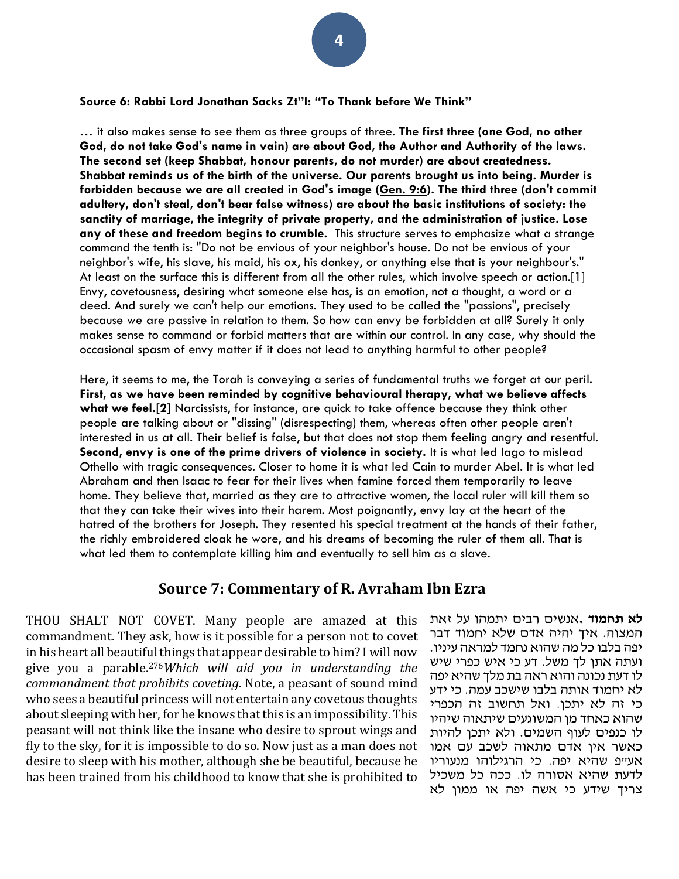**Source 6: Rabbi Lord Jonathan Sacks Zt"l: "To Thank before We Think"**

… it also makes sense to see them as three groups of three. **The first three (one God, no other God, do not take God's name in vain) are about God, the Author and Authority of the laws. The second set (keep Shabbat, honour parents, do not murder) are about createdness. Shabbat reminds us of the birth of the universe. Our parents brought us into being. Murder is forbidden because we are all created in God's image (Gen. 9:6). The third three (don't commit adultery, don't steal, don't bear false witness) are about the basic institutions of society: the sanctity of marriage, the integrity of private property, and the administration of justice. Lose any of these and freedom begins to crumble.** This structure serves to emphasize what a strange command the tenth is: "Do not be envious of your neighbor's house. Do not be envious of your neighbor's wife, his slave, his maid, his ox, his donkey, or anything else that is your neighbour's." At least on the surface this is different from all the other rules, which involve speech or action.[1] Envy, covetousness, desiring what someone else has, is an emotion, not a thought, a word or a deed. And surely we can't help our emotions. They used to be called the "passions", precisely because we are passive in relation to them. So how can envy be forbidden at all? Surely it only makes sense to command or forbid matters that are within our control. In any case, why should the occasional spasm of envy matter if it does not lead to anything harmful to other people?

Here, it seems to me, the Torah is conveying a series of fundamental truths we forget at our peril. **First, as we have been reminded by cognitive behavioural therapy, what we believe affects what we feel.[2]** Narcissists, for instance, are quick to take offence because they think other people are talking about or "dissing" (disrespecting) them, whereas often other people aren't interested in us at all. Their belief is false, but that does not stop them feeling angry and resentful. **Second, envy is one of the prime drivers of violence in society.** It is what led Iago to mislead Othello with tragic consequences. Closer to home it is what led Cain to murder Abel. It is what led Abraham and then Isaac to fear for their lives when famine forced them temporarily to leave home. They believe that, married as they are to attractive women, the local ruler will kill them so that they can take their wives into their harem. Most poignantly, envy lay at the heart of the hatred of the brothers for Joseph. They resented his special treatment at the hands of their father, the richly embroidered cloak he wore, and his dreams of becoming the ruler of them all. That is what led them to contemplate killing him and eventually to sell him as a slave.

## Source 7: Commentary of R. Avraham Ibn Ezra

THOU SHALT NOT COVET. Many people are amazed at this commandment. They ask, how is it possible for a person not to covet in his heart all beautiful things that appear desirable to him? I will now give you a parable.[276] *Which will aid you in understanding the commandment that prohibits coveting.* Note, a peasant of sound mind who sees a beautiful princess will not entertain any covetous thoughts about sleeping with her, for he knows that this is an impossibility. This peasant will not think like the insane who desire to sprout wings and fly to the sky, for it is impossible to do so. Now just as a man does not desire to sleep with his mother, although she be beautiful, because he has been trained from his childhood to know that she is prohibited to

**לא תחמוד.** אנשים רבים יתמהו על זאת המצוה. איך יהיה אדם שלא יחמוד דבר יפה בלבו כל מה שהוא נחמד למראה עיניו. ועתה אתן לך משל. דע כי איש כפרי שיש לו דעת נכונה והוא ראה בת מלך שהיא יפה לא יחמוד אותה בלבו שישכב עמה. כי ידע כי זה לא יתכן. ואל תחשוב זה הכפרי שהוא כאחד מן המשוגעים שיתאוה שיהיו לו כנפים לעוף השמים. ולא יתכן להיות כאשר אין אדם מתאוה לשכב עם אמו אע"פ שהיא יפה. כי הרגילוהו מנעוריו לדעת שהיא אסורה לו. ככה כל משכיל צריך שידע כי אשה יפה או ממון לא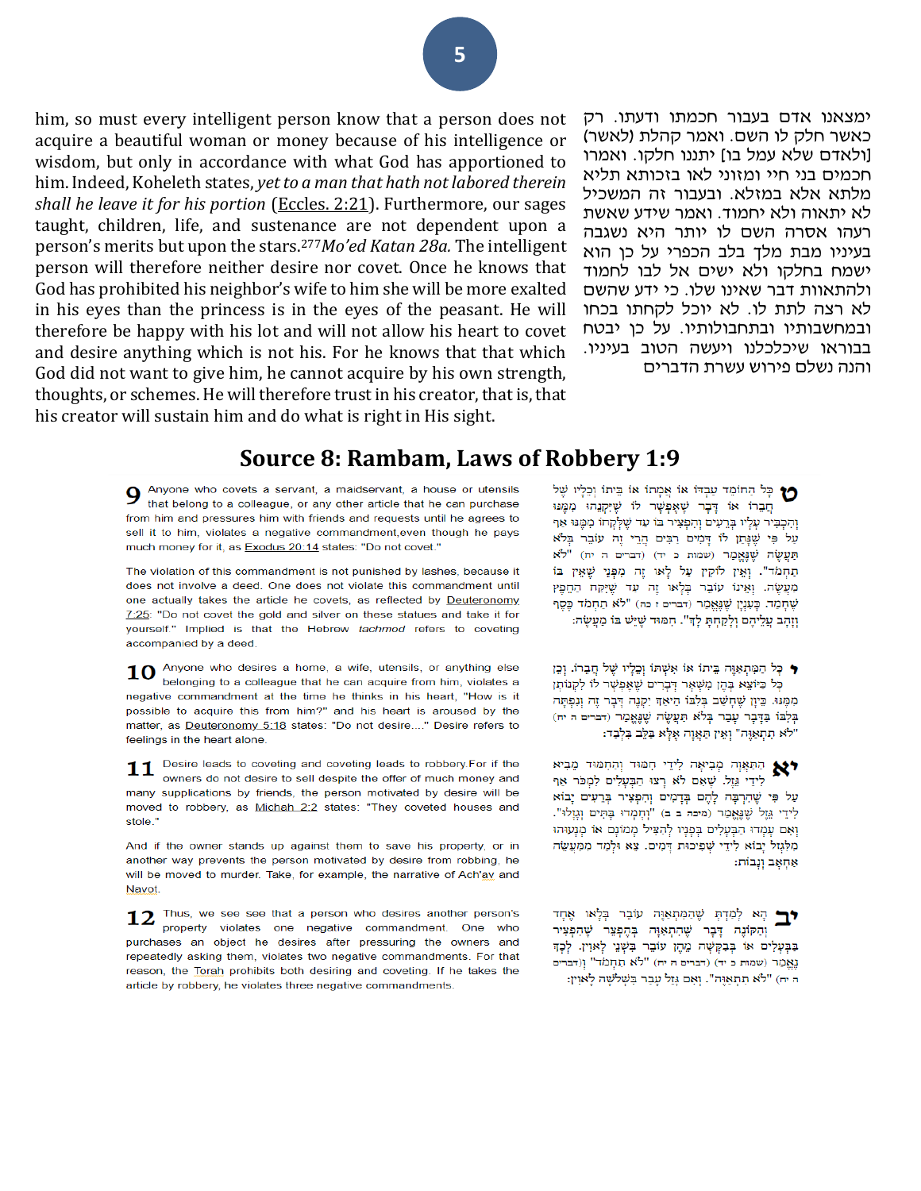ימצאנו אדם בעבור חכמתו ודעתו. רק כאשר חלק לו השם. ואמר קהלת (לאשר) [ולאדם שלא עמל בו] יתננו חלקו. ואמרו חכמים בני חיי ומזוני לאו בזכותא תליא מלתא אלא במזלא. ובעבור זה המשכיל לא יתאוה ולא יחמוד. ואמר שידע שאשת רעהו אסרה השם לו יותר היא נשגבה בעיניו מבת מלך בלב הכפרי על כן הוא ישמח בחלקו ולא ישים אל לבו לחמוד ולהתאוות דבר שאינו שלו. כי ידע שהשם לא רצה לתת לו. לא יוכל לקחתו בכחו ובמחשבותיו ובתחבולותיו. על כן יבטח בבוראו שיכלכלנו ויעשה הטוב בעיניו. והנה נשלם פירוש עשרת הדברים

him, so must every intelligent person know that a person does not acquire a beautiful woman or money because of his intelligence or wisdom, but only in accordance with what God has apportioned to him. Indeed, Koheleth states, *yet to a man that hath not labored therein shall he leave it for his portion* (Eccles. 2:21). Furthermore, our sages taught, children, life, and sustenance are not dependent upon a person's merits but upon the stars.[277] *Mo'ed Katan 28a.* The intelligent person will therefore neither desire nor covet. Once he knows that God has prohibited his neighbor's wife to him she will be more exalted in his eyes than the princess is in the eyes of the peasant. He will therefore be happy with his lot and will not allow his heart to covet and desire anything which is not his. For he knows that that which God did not want to give him, he cannot acquire by his own strength, thoughts, or schemes. He will therefore trust in his creator, that is, that his creator will sustain him and do what is right in His sight.

## Source 8: Rambam, Laws of Robbery 1:9

**ט** כָּל הַחוֹמֵד עַבְדּוֹ אוֹ אֲמָתוֹ אוֹ בֵּיתוֹ וְכֵלָיו שֶׁל חֲבֵרוֹ אוֹ דָּבָר שֶׁאֶפְשָׁר לוֹ שֶׁיִּקְנֵהוּ מִמֶּנּוּ וְהִכְבִּיר עָלָיו בְּרֵעִים וְהִפְצִיר בּוֹ עַד שֶׁלְּקָחוֹ מִמֶּנּוּ אַף עַל פִּי שֶׁנָּתַן לוֹ דָּמִים רַבִּים הֲרֵי זֶה עוֹבֵר בְּלֹא תַעֲשֶׂה שֶׁנֶּאֱמַר (שמות כ יד) (דברים ה יח) "לֹא תַחְמֹד". וְאֵין לוֹקִין עַל לָאו זֶה מִפְּנֵי שֶׁאֵין בּוֹ מַעֲשֶׂה. וְאֵינוֹ עוֹבֵר בְּלָאו זֶה עַד שֶׁיִּקַּח הַחֵפֶץ שֶׁחָמַד. כְּעִנְיָן שֶׁנֶּאֱמַר (דברים ז כה) "לֹא תַחְמֹד כֶּסֶף וְזָהָב עֲלֵיהֶם וְלָקַחְתָּ לָךְ". חִמּוּד שֶׁיֵּשׁ בּוֹ מַעֲשֶׂה:

**9** Anyone who covets a servant, a maidservant, a house or utensils that belong to a colleague, or any other article that he can purchase from him and pressures him with friends and requests until he agrees to sell it to him, violates a negative commandment, even though he pays much money for it, as Exodus 20:14 states: "Do not covet."

The violation of this commandment is not punished by lashes, because it does not involve a deed. One does not violate this commandment until one actually takes the article he covets, as reflected by Deuteronomy 7:25: "Do not covet the gold and silver on these statues and take it for yourself." Implied is that the Hebrew *tachmod* refers to coveting accompanied by a deed.

**י** כָּל הַמִּתְאַוֶּה בֵּיתוֹ אוֹ אִשְׁתּוֹ וְכֵלָיו שֶׁל חֲבֵרוֹ. וְכֵן כָּל כַּיּוֹצֵא בָּהֶן מִשְּׁאָר דְּבָרִים שֶׁאֶפְשָׁר לוֹ לִקְנוֹתָן מִמֶּנּוּ. כֵּיוָן שֶׁחָשַׁב בְּלִבּוֹ הֵיאַךְ יִקְנֶה דָּבָר זֶה וְנִפְתָּה בְּלִבּוֹ בַּדָּבָר עָבַר בְּלֹא תַעֲשֶׂה שֶׁנֶּאֱמַר (דברים ה יח) "לֹא תִתְאַוֶּה" וְאֵין תַּאֲוָה אֶלָּא בַּלֵּב בִּלְבַד:

**10** Anyone who desires a home, a wife, utensils, or anything else belonging to a colleague that he can acquire from him, violates a negative commandment at the time he thinks in his heart, "How is it possible to acquire this from him?" and his heart is aroused by the matter, as Deuteronomy 5:18 states: "Do not desire...." Desire refers to feelings in the heart alone.

**יא** הַתַּאֲוָה מְבִיאָה לִידֵי חִמּוּד וְהַחִמּוּד מֵבִיא לִידֵי גֵּזֶל. שֶׁאִם לֹא רָצוּ הַבְּעָלִים לִמְכֹּר אַף עַל פִּי שֶׁהִרְבָּה לָהֶם בְּדָמִים וְהִפְצִיר בְּרֵעִים יָבוֹא לִידֵי גֵּזֶל שֶׁנֶּאֱמַר (מיכה ב ב) "וְחָמְדוּ בָתִּים וְגָזָלוּ". וְאִם עָמְדוּ הַבְּעָלִים בְּפָנָיו לְהַצִּיל מָמוֹנָם אוֹ מְנָעוּהוּ מִלִּגְזֹל יָבוֹא לִידֵי שְׁפִיכוּת דָּמִים. צֵא וּלְמַד מִמַּעֲשֵׂה אַחְאָב וְנָבוֹת:

**11** Desire leads to coveting and coveting leads to robbery. For if the owners do not desire to sell despite the offer of much money and many supplications by friends, the person motivated by desire will be moved to robbery, as Michah 2:2 states: "They coveted houses and stole."

And if the owner stands up against them to save his property, or in another way prevents the person motivated by desire from robbing, he will be moved to murder. Take, for example, the narrative of Ach'av and Navot.

**יב** הָא לָמַדְתָּ שֶׁהַמִּתְאַוֶּה עוֹבֵר בְּלָאו אֶחָד וְהַקּוֹנֶה דָּבָר שֶׁהִתְאַוָּה בְּהֶפְצֵר שֶׁהִפְצִיר בַּבְּעָלִים אוֹ בְּבַקָּשָׁה מֵהֶן עוֹבֵר בִּשְׁנֵי לָאוִין. לְכָךְ נֶאֱמַר (שמות כ יד) "לֹא תַחְמֹד" (דברים ה יח) "לֹא תִתְאַוֶּה". וְאִם גָּזַל עָבַר בִּשְׁלֹשָׁה לָאוִין:

**12** Thus, we see see that a person who desires another person's property violates one negative commandment. One who purchases an object he desires after pressuring the owners and repeatedly asking them, violates two negative commandments. For that reason, the Torah prohibits both desiring and coveting. If he takes the article by robbery, he violates three negative commandments.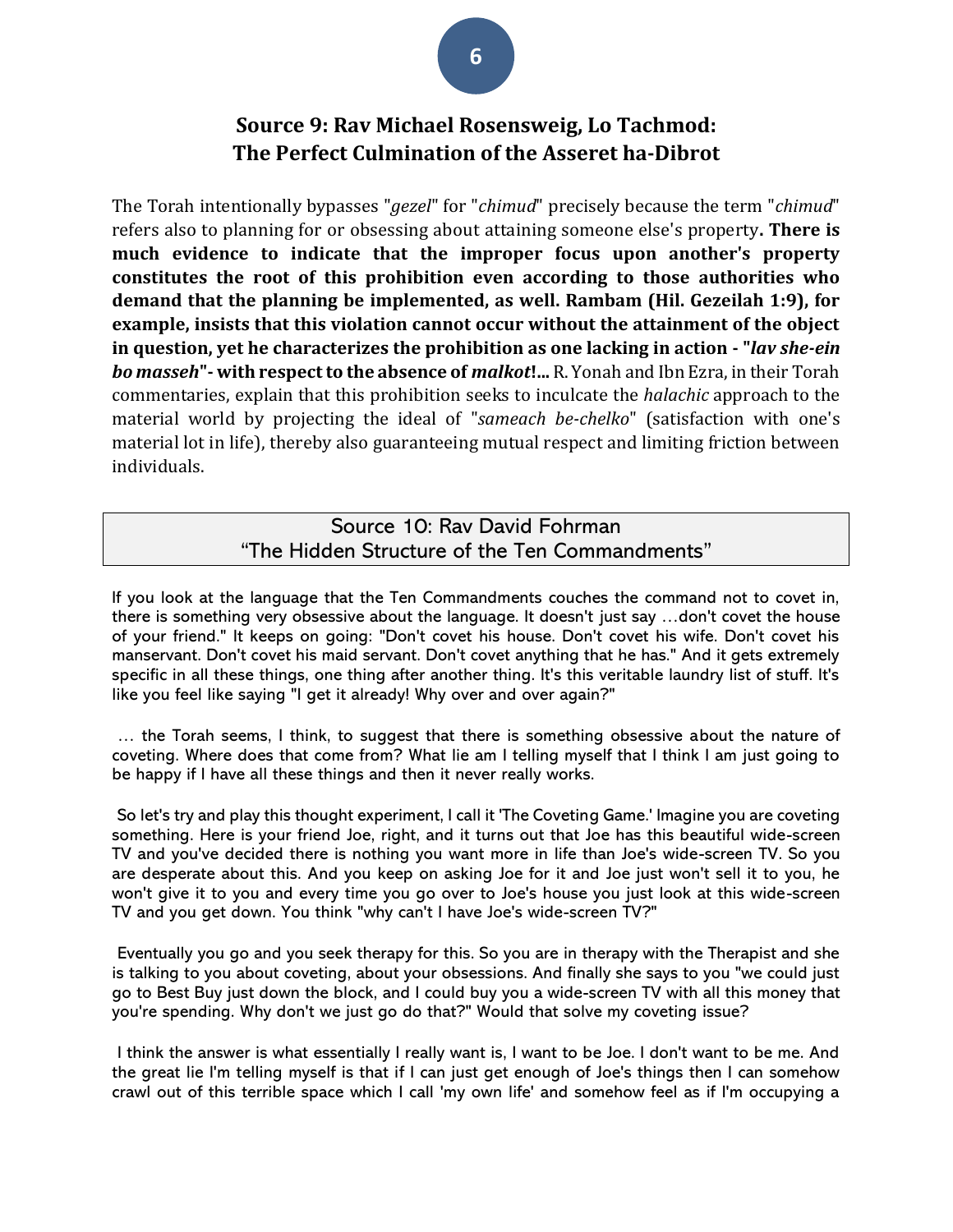## Source 9: Rav Michael Rosensweig, Lo Tachmod: The Perfect Culmination of the Asseret ha-Dibrot

The Torah intentionally bypasses "*gezel*" for "*chimud*" precisely because the term "*chimud*" refers also to planning for or obsessing about attaining someone else's property**. There is much evidence to indicate that the improper focus upon another's property constitutes the root of this prohibition even according to those authorities who demand that the planning be implemented, as well. Rambam (Hil. Gezeilah 1:9), for example, insists that this violation cannot occur without the attainment of the object in question, yet he characterizes the prohibition as one lacking in action - "*lav she-ein bo masseh*"- with respect to the absence of *malkot*!...** R. Yonah and Ibn Ezra, in their Torah commentaries, explain that this prohibition seeks to inculcate the *halachic* approach to the material world by projecting the ideal of "*sameach be-chelko*" (satisfaction with one's material lot in life), thereby also guaranteeing mutual respect and limiting friction between individuals.

## Source 10: Rav David Fohrman "The Hidden Structure of the Ten Commandments"

If you look at the language that the Ten Commandments couches the command not to covet in, there is something very obsessive about the language. It doesn't just say …don't covet the house of your friend." It keeps on going: "Don't covet his house. Don't covet his wife. Don't covet his manservant. Don't covet his maid servant. Don't covet anything that he has." And it gets extremely specific in all these things, one thing after another thing. It's this veritable laundry list of stuff. It's like you feel like saying "I get it already! Why over and over again?"

… the Torah seems, I think, to suggest that there is something obsessive about the nature of coveting. Where does that come from? What lie am I telling myself that I think I am just going to be happy if I have all these things and then it never really works.

So let's try and play this thought experiment, I call it 'The Coveting Game.' Imagine you are coveting something. Here is your friend Joe, right, and it turns out that Joe has this beautiful wide-screen TV and you've decided there is nothing you want more in life than Joe's wide-screen TV. So you are desperate about this. And you keep on asking Joe for it and Joe just won't sell it to you, he won't give it to you and every time you go over to Joe's house you just look at this wide-screen TV and you get down. You think "why can't I have Joe's wide-screen TV?"

Eventually you go and you seek therapy for this. So you are in therapy with the Therapist and she is talking to you about coveting, about your obsessions. And finally she says to you "we could just go to Best Buy just down the block, and I could buy you a wide-screen TV with all this money that you're spending. Why don't we just go do that?" Would that solve my coveting issue?

I think the answer is what essentially I really want is, I want to be Joe. I don't want to be me. And the great lie I'm telling myself is that if I can just get enough of Joe's things then I can somehow crawl out of this terrible space which I call 'my own life' and somehow feel as if I'm occupying a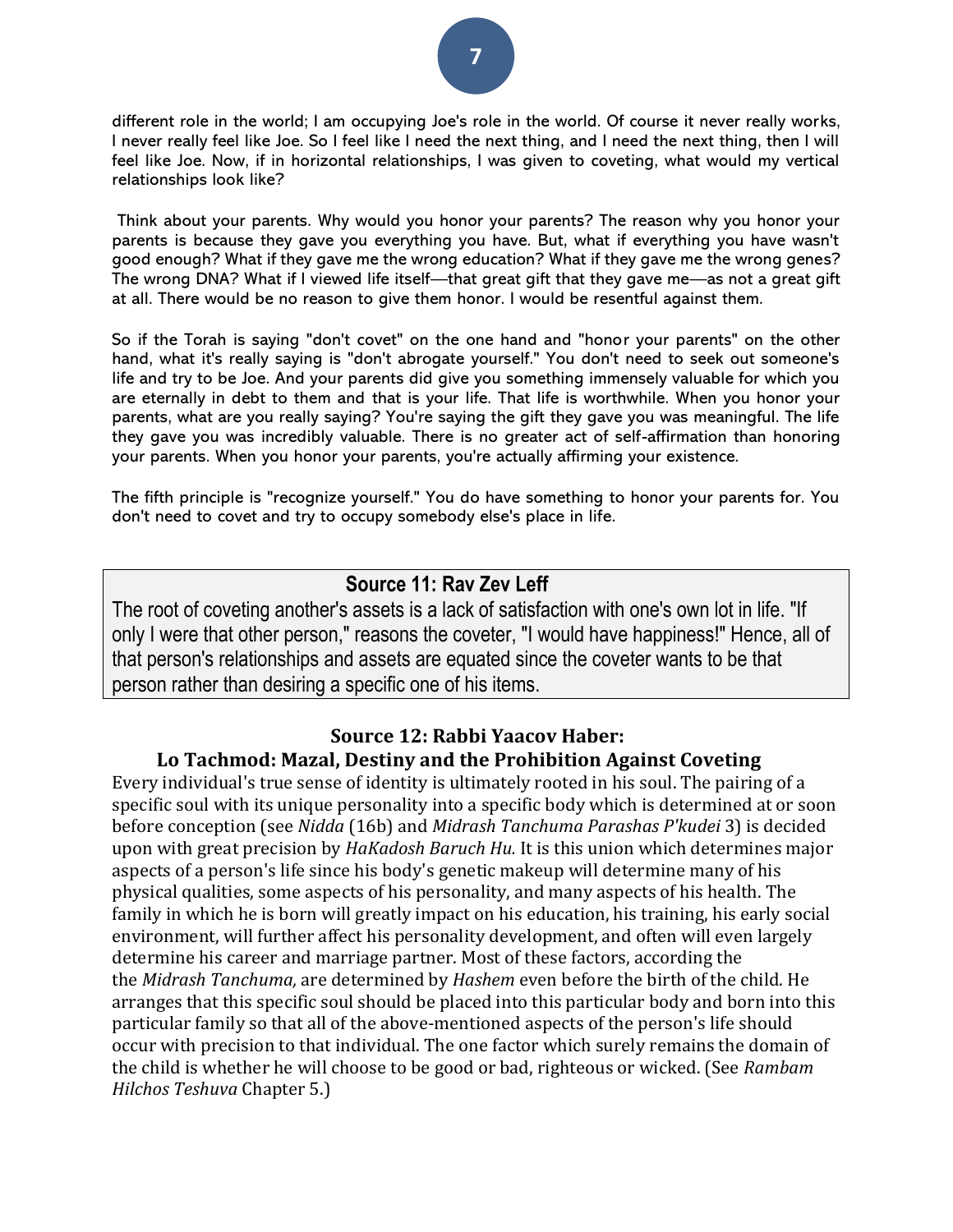different role in the world; I am occupying Joe's role in the world. Of course it never really works, I never really feel like Joe. So I feel like I need the next thing, and I need the next thing, then I will feel like Joe. Now, if in horizontal relationships, I was given to coveting, what would my vertical relationships look like?

Think about your parents. Why would you honor your parents? The reason why you honor your parents is because they gave you everything you have. But, what if everything you have wasn't good enough? What if they gave me the wrong education? What if they gave me the wrong genes? The wrong DNA? What if I viewed life itself—that great gift that they gave me—as not a great gift at all. There would be no reason to give them honor. I would be resentful against them.

So if the Torah is saying "don't covet" on the one hand and "honor your parents" on the other hand, what it's really saying is "don't abrogate yourself." You don't need to seek out someone's life and try to be Joe. And your parents did give you something immensely valuable for which you are eternally in debt to them and that is your life. That life is worthwhile. When you honor your parents, what are you really saying? You're saying the gift they gave you was meaningful. The life they gave you was incredibly valuable. There is no greater act of self-affirmation than honoring your parents. When you honor your parents, you're actually affirming your existence.

The fifth principle is "recognize yourself." You do have something to honor your parents for. You don't need to covet and try to occupy somebody else's place in life.

## Source 11: Rav Zev Leff

The root of coveting another's assets is a lack of satisfaction with one's own lot in life. "If only I were that other person," reasons the coveter, "I would have happiness!" Hence, all of that person's relationships and assets are equated since the coveter wants to be that person rather than desiring a specific one of his items.

## Source 12: Rabbi Yaacov Haber: Lo Tachmod: Mazal, Destiny and the Prohibition Against Coveting

Every individual's true sense of identity is ultimately rooted in his soul. The pairing of a specific soul with its unique personality into a specific body which is determined at or soon before conception (see *Nidda* (16b) and *Midrash Tanchuma Parashas P'kudei* 3) is decided upon with great precision by *HaKadosh Baruch Hu.* It is this union which determines major aspects of a person's life since his body's genetic makeup will determine many of his physical qualities, some aspects of his personality, and many aspects of his health. The family in which he is born will greatly impact on his education, his training, his early social environment, will further affect his personality development, and often will even largely determine his career and marriage partner. Most of these factors, according the the *Midrash Tanchuma,* are determined by *Hashem* even before the birth of the child. He arranges that this specific soul should be placed into this particular body and born into this particular family so that all of the above-mentioned aspects of the person's life should occur with precision to that individual. The one factor which surely remains the domain of the child is whether he will choose to be good or bad, righteous or wicked. (See *Rambam Hilchos Teshuva* Chapter 5.)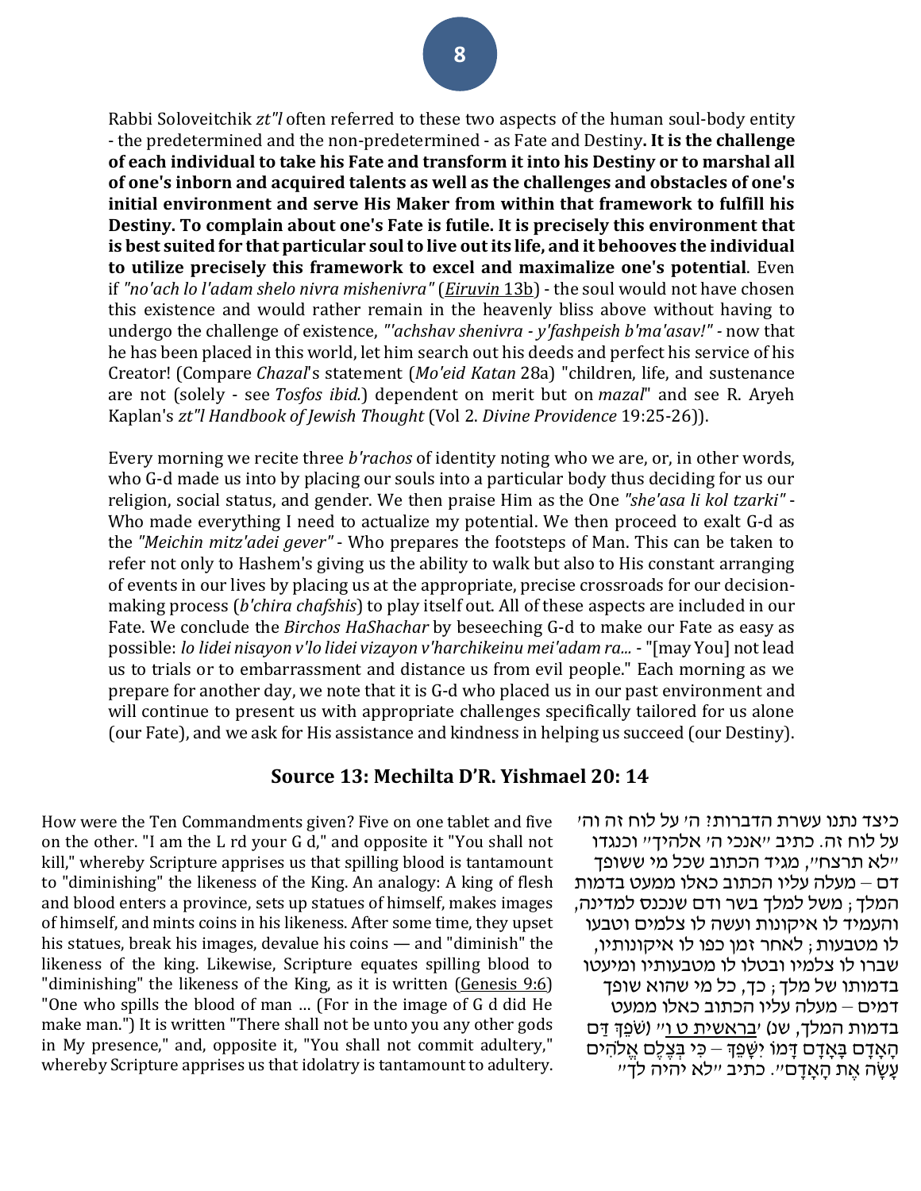Rabbi Soloveitchik *zt"l* often referred to these two aspects of the human soul-body entity - the predetermined and the non-predetermined - as Fate and Destiny**. It is the challenge of each individual to take his Fate and transform it into his Destiny or to marshal all of one's inborn and acquired talents as well as the challenges and obstacles of one's initial environment and serve His Maker from within that framework to fulfill his Destiny. To complain about one's Fate is futile. It is precisely this environment that is best suited for that particular soul to live out its life, and it behooves the individual to utilize precisely this framework to excel and maximalize one's potential**. Even if *"no'ach lo l'adam shelo nivra mishenivra"* (Eiruvin 13b) - the soul would not have chosen this existence and would rather remain in the heavenly bliss above without having to undergo the challenge of existence, *"'achshav shenivra - y'fashpeish b'ma'asav!"* - now that he has been placed in this world, let him search out his deeds and perfect his service of his Creator! (Compare *Chazal*'s statement (*Mo'eid Katan* 28a) "children, life, and sustenance are not (solely - see *Tosfos ibid.*) dependent on merit but on *mazal*" and see R. Aryeh Kaplan's *zt"l Handbook of Jewish Thought* (Vol 2. *Divine Providence* 19:25-26)).

Every morning we recite three *b'rachos* of identity noting who we are, or, in other words, who G-d made us into by placing our souls into a particular body thus deciding for us our religion, social status, and gender. We then praise Him as the One *"she'asa li kol tzarki"* - Who made everything I need to actualize my potential. We then proceed to exalt G-d as the *"Meichin mitz'adei gever"* - Who prepares the footsteps of Man. This can be taken to refer not only to Hashem's giving us the ability to walk but also to His constant arranging of events in our lives by placing us at the appropriate, precise crossroads for our decision-making process (*b'chira chafshis*) to play itself out. All of these aspects are included in our Fate. We conclude the *Birchos HaShachar* by beseeching G-d to make our Fate as easy as possible: *lo lidei nisayon v'lo lidei vizayon v'harchikeinu mei'adam ra...* - "[may You] not lead us to trials or to embarrassment and distance us from evil people." Each morning as we prepare for another day, we note that it is G-d who placed us in our past environment and will continue to present us with appropriate challenges specifically tailored for us alone (our Fate), and we ask for His assistance and kindness in helping us succeed (our Destiny).

## Source 13: Mechilta D'R. Yishmael 20: 14

How were the Ten Commandments given? Five on one tablet and five on the other. "I am the L rd your G d," and opposite it "You shall not kill," whereby Scripture apprises us that spilling blood is tantamount to "diminishing" the likeness of the King. An analogy: A king of flesh and blood enters a province, sets up statues of himself, makes images of himself, and mints coins in his likeness. After some time, they upset his statues, break his images, devalue his coins — and "diminish" the likeness of the king. Likewise, Scripture equates spilling blood to "diminishing" the likeness of the King, as it is written (Genesis 9:6) "One who spills the blood of man … (For in the image of G d did He make man.") It is written "There shall not be unto you any other gods in My presence," and, opposite it, "You shall not commit adultery," whereby Scripture apprises us that idolatry is tantamount to adultery.

כיצד נתנו עשרת הדברות? ה' על לוח זה וה' על לוח זה. כתיב "אנכי ה' אלהיך" וכנגדו "לא תרצח", מגיד הכתוב שכל מי ששופך דם – מעלה עליו הכתוב כאלו ממעט בדמות המלך; משל למלך בשר ודם שנכנס למדינה, והעמיד לו איקונות ועשה לו צלמים וטבעו לו מטבעות; לאחר זמן כפו לו איקונותיו, שברו לו צלמיו ובטלו לו מטבעותיו ומיעטו בדמותו של מלך; כך, כל מי שהוא שופך דמים – מעלה עליו הכתוב כאלו ממעט בדמות המלך, שנ) 'בראשית ט ו'' (שֹׁפֵךְ דַּם הָאָדָם בָּאָדָם דָּמוֹ יִשָּׁפֵךְ – כִּי בְּצֶלֶם אֱלֹהִים עָשָׂה אֶת הָאָדָם". כתיב "לא יהיה לך"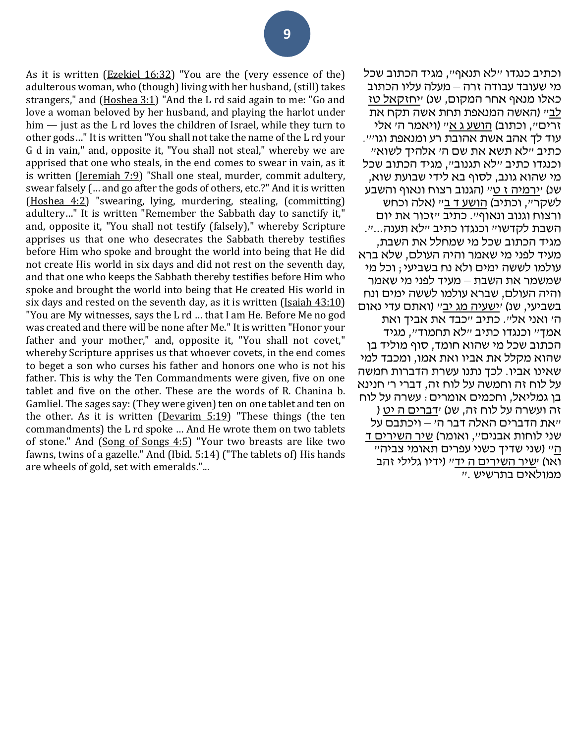As it is written (Ezekiel 16:32) "You are the (very essence of the) adulterous woman, who (though) living with her husband, (still) takes strangers," and (Hoshea 3:1) "And the L rd said again to me: "Go and love a woman beloved by her husband, and playing the harlot under him — just as the L rd loves the children of Israel, while they turn to other gods…" It is written "You shall not take the name of the L rd your G d in vain," and, opposite it, "You shall not steal," whereby we are apprised that one who steals, in the end comes to swear in vain, as it is written (Jeremiah 7:9) "Shall one steal, murder, commit adultery, swear falsely (… and go after the gods of others, etc.?" And it is written (Hoshea 4:2) "swearing, lying, murdering, stealing, (committing) adultery…" It is written "Remember the Sabbath day to sanctify it," and, opposite it, "You shall not testify (falsely)," whereby Scripture apprises us that one who desecrates the Sabbath thereby testifies before Him who spoke and brought the world into being that He did not create His world in six days and did not rest on the seventh day, and that one who keeps the Sabbath thereby testifies before Him who spoke and brought the world into being that He created His world in six days and rested on the seventh day, as it is written (Isaiah 43:10) "You are My witnesses, says the L rd … that I am He. Before Me no god was created and there will be none after Me." It is written "Honor your father and your mother," and, opposite it, "You shall not covet," whereby Scripture apprises us that whoever covets, in the end comes to beget a son who curses his father and honors one who is not his father. This is why the Ten Commandments were given, five on one tablet and five on the other. These are the words of R. Chanina b. Gamliel. The sages say: (They were given) ten on one tablet and ten on the other. As it is written (Devarim 5:19) "These things (the ten commandments) the L rd spoke … And He wrote them on two tablets of stone." And (Song of Songs 4:5) "Your two breasts are like two fawns, twins of a gazelle." And (Ibid. 5:14) ("The tablets of) His hands are wheels of gold, set with emeralds."...

וכתיב כנגדו "לא תנאף", מגיד הכתוב שכל מי שעובד עבודה זרה – מעלה עליו הכתוב כאלו מנאף אחר המקום, שנ) 'יחזקאל טז לב" (האשה המנאפת תחת אשה תקח את זרים", וכתוב) הושע ג א" (ויאמר ה' אלי עוד לך אהב אשת אהובת רע ומנאפת וגו'". כתיב "לא תשא את שם ה' אלהיך לשוא" וכנגדו כתיב "לא תגנוב", מגיד הכתוב שכל מי שהוא גונב, לסוף בא לידי שבועת שוא, שנ) 'ירמיה ז ט" (הגנוב רצוח ונאוף והשבע לשקר", וכתיב) הושע ד ב" (אלה וכחש ורצוח וגנוב ונאוף". כתיב "זכור את יום השבת לקדשו" וכנגדו כתיב "לא תענה...". מגיד הכתוב שכל מי שמחלל את השבת, מעיד לפני מי שאמר והיה העולם, שלא ברא עולמו לששה ימים ולא נח בשביעי; וכל מי שמשמר את השבת – מעיד לפני מי שאמר והיה העולם, שברא עולמו לששה ימים ונח בשביעי, שנ) 'ישעיה מג יב" (ואתם עדי נאום ה' ואני אל". כתיב "כבד את אביך ואת אמך" וכנגדו כתיב "לא תחמוד", מגיד הכתוב שכל מי שהוא חומד, סוף מוליד בן שהוא מקלל את אביו ואת אמו, ומכבד למי שאינו אביו. לכך נתנו עשרת הדברות חמשה על לוח זה וחמשה על לוח זה, דברי ר' חנינא בן גמליאל, וחכמים אומרים: עשרה על לוח זה ועשרה על לוח זה, שנ) 'דברים ה יט ( "את הדברים האלה דבר ה' – ויכתבם על שני לוחות אבנים", ואומר) שיר השירים ד ה" (שני שדיך כשני עפרים תאומי צביה" ואו) 'שיר השירים ה יד" (ידיו גלילי זהב ממולאים בתרשיש."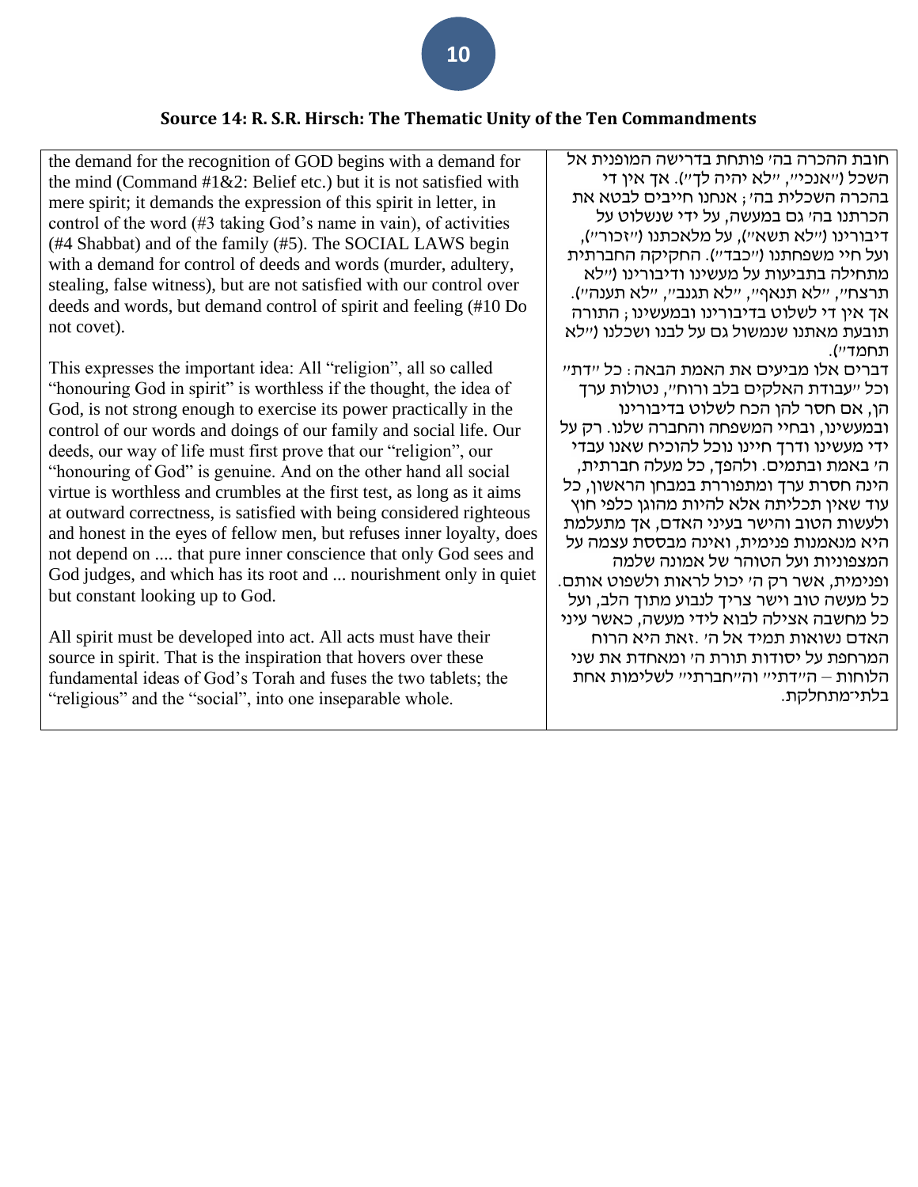## Source 14: R. S.R. Hirsch: The Thematic Unity of the Ten Commandments

| | |
|---|---|
| the demand for the recognition of GOD begins with a demand for the mind (Command #1&2: Belief etc.) but it is not satisfied with mere spirit; it demands the expression of this spirit in letter, in control of the word (#3 taking God's name in vain), of activities (#4 Shabbat) and of the family (#5). The SOCIAL LAWS begin with a demand for control of deeds and words (murder, adultery, stealing, false witness), but are not satisfied with our control over deeds and words, but demand control of spirit and feeling (#10 Do not covet).<br><br>This expresses the important idea: All "religion", all so called "honouring God in spirit" is worthless if the thought, the idea of God, is not strong enough to exercise its power practically in the control of our words and doings of our family and social life. Our deeds, our way of life must first prove that our "religion", our "honouring of God" is genuine. And on the other hand all social virtue is worthless and crumbles at the first test, as long as it aims at outward correctness, is satisfied with being considered righteous and honest in the eyes of fellow men, but refuses inner loyalty, does not depend on .... that pure inner conscience that only God sees and God judges, and which has its root and ... nourishment only in quiet but constant looking up to God.<br><br>All spirit must be developed into act. All acts must have their source in spirit. That is the inspiration that hovers over these fundamental ideas of God's Torah and fuses the two tablets; the "religious" and the "social", into one inseparable whole. | חובת ההכרה בה' פותחת בדרישה המופנית אל השכל ("אנכי", "לא יהיה לך"). אך אין די בהכרה השכלית בה'; אנחנו חייבים לבטא את הכרתנו בה' גם במעשה, על ידי שנשלוט על דיבורינו ("לא תשא"), על מלאכתנו ("זכור"), ועל חיי משפחתנו ("כבד"). החקיקה החברתית מתחילה בתביעות על מעשינו ודיבורינו ("לא תרצח", "לא תנאף", "לא תגנב", "לא תענה"). אך אין די לשלוט בדיבורינו ובמעשינו; התורה תובעת מאתנו שנמשול גם על לבנו ושכלנו ("לא תחמד").<br>דברים אלו מביעים את האמת הבאה: כל "דת" וכל "עבודת האלקים בלב ורוח", נטולות ערך הן, אם חסר להן הכח לשלוט בדיבורינו ובמעשינו, ובחיי המשפחה והחברה שלנו. רק על ידי מעשינו ודרך חיינו נוכל להוכיח שאנו עבדי ה' באמת ובתמים. ולהפך, כל מעלה חברתית, הינה חסרת ערך ומתפוררת במבחן הראשון, כל עוד שאין תכליתה אלא להיות מהוגן כלפי חוץ ולעשות הטוב והישר בעיני האדם, אך מתעלמת היא מנאמנות פנימית, ואינה מבססת עצמה על המצפוניות ועל הטוהר של אמונה שלמה ופנימית, אשר רק ה' יכול לראות ולשפוט אותם. כל מעשה טוב וישר צריך לנבוע מתוך הלב, ועל כל מחשבה אצילה לבוא לידי מעשה, כאשר עיני האדם נשואות תמיד אל ה'. זאת היא הרוח המרחפת על יסודות תורת ה' ומאחדת את שני הלוחות – ה"דתי" וה"חברתי" לשלימות אחת בלתי־מתחלקת. |